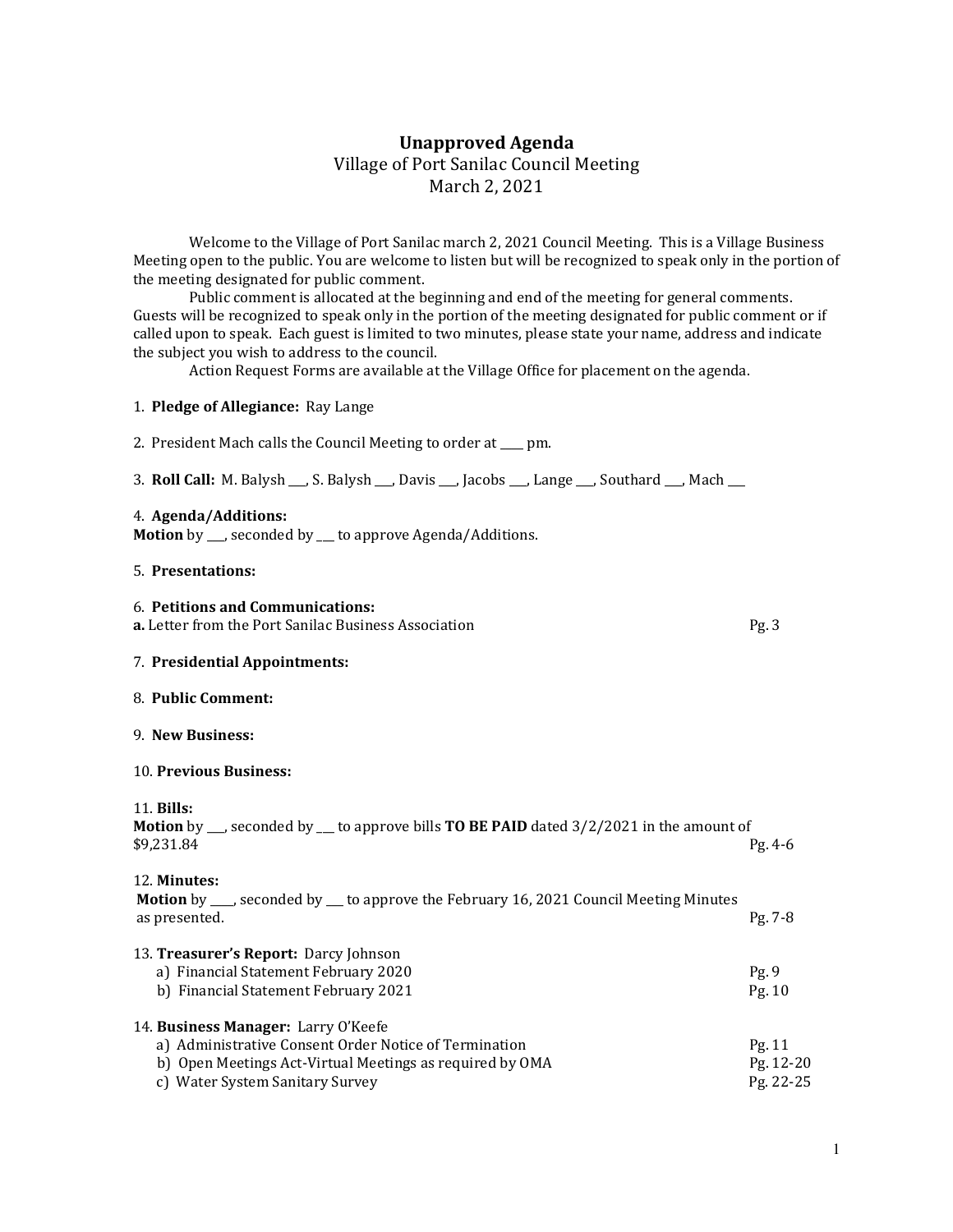# **Unapproved Agenda**

Village of Port Sanilac Council Meeting

March 2, 2021

Welcome to the Village of Port Sanilac march 2, 2021 Council Meeting. This is a Village Business Meeting open to the public. You are welcome to listen but will be recognized to speak only in the portion of the meeting designated for public comment.

Public comment is allocated at the beginning and end of the meeting for general comments. Guests will be recognized to speak only in the portion of the meeting designated for public comment or if called upon to speak. Each guest is limited to two minutes, please state your name, address and indicate the subject you wish to address to the council.

Action Request Forms are available at the Village Office for placement on the agenda.

1. **Pledge of Allegiance:** Ray Lange

2. President Mach calls the Council Meeting to order at ____ pm.

3. **Roll Call:** M. Balysh ___, S. Balysh ___, Davis ___, Jacobs ___, Lange ___, Southard ___, Mach ___

4. **Agenda/Additions:**
**Motion** by ___, seconded by ___ to approve Agenda/Additions.

5. **Presentations:**

6. **Petitions and Communications:**
**a.** Letter from the Port Sanilac Business Association — Pg. 3

7. **Presidential Appointments:**

8. **Public Comment:**

9. **New Business:**

10. **Previous Business:**

11. **Bills:**
**Motion** by ___, seconded by ___ to approve bills **TO BE PAID** dated 3/2/2021 in the amount of $9,231.84 — Pg. 4-6

12. **Minutes:**
**Motion** by ____, seconded by ___ to approve the February 16, 2021 Council Meeting Minutes as presented. — Pg. 7-8

13. **Treasurer's Report:** Darcy Johnson
   a) Financial Statement February 2020 — Pg. 9
   b) Financial Statement February 2021 — Pg. 10

14. **Business Manager:** Larry O'Keefe
   a) Administrative Consent Order Notice of Termination — Pg. 11
   b) Open Meetings Act-Virtual Meetings as required by OMA — Pg. 12-20
   c) Water System Sanitary Survey — Pg. 22-25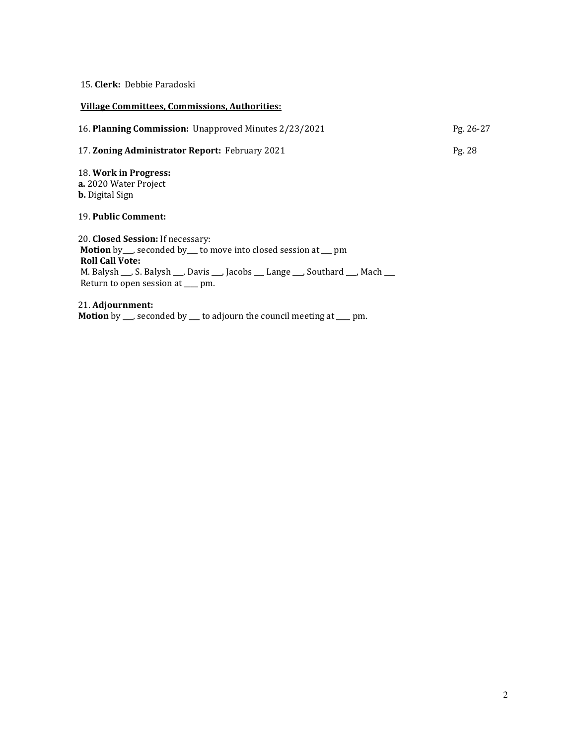15. **Clerk:** Debbie Paradoski

**Village Committees, Commissions, Authorities:**

16. **Planning Commission:** Unapproved Minutes 2/23/2021 Pg. 26-27

17. **Zoning Administrator Report:** February 2021 Pg. 28

18. **Work in Progress:**
**a.** 2020 Water Project
**b.** Digital Sign

19. **Public Comment:**

20. **Closed Session:** If necessary:
**Motion** by___, seconded by___ to move into closed session at ___ pm
**Roll Call Vote:**
M. Balysh ___, S. Balysh ___, Davis ___, Jacobs ___ Lange ___, Southard ___, Mach ___
Return to open session at ____ pm.

21. **Adjournment:**
**Motion** by ___, seconded by ___ to adjourn the council meeting at ____ pm.